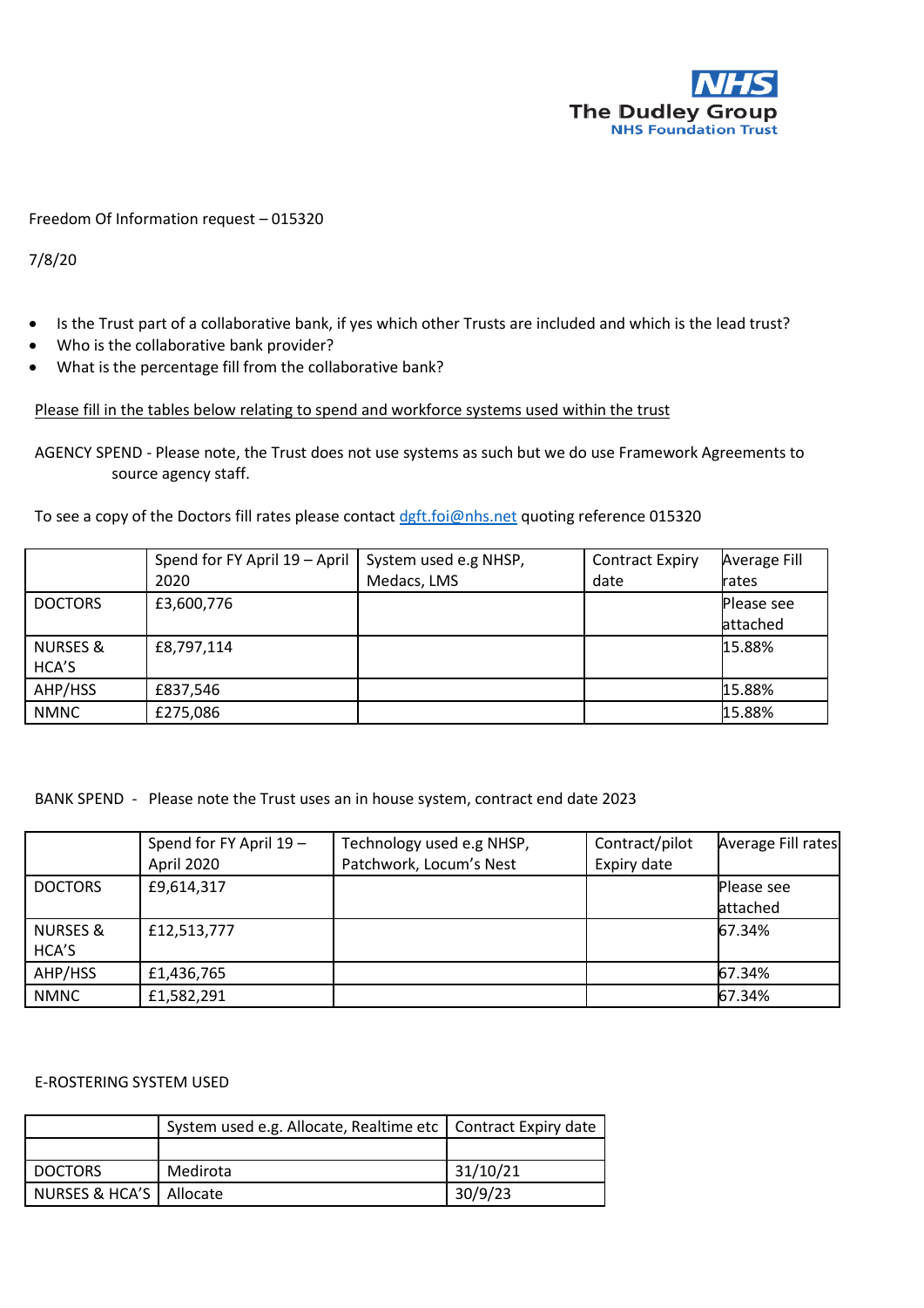Freedom Of Information request – 015320

7/8/20

- Is the Trust part of a collaborative bank, if yes which other Trusts are included and which is the lead trust?
- Who is the collaborative bank provider?
- What is the percentage fill from the collaborative bank?

Please fill in the tables below relating to spend and workforce systems used within the trust

AGENCY SPEND - Please note, the Trust does not use systems as such but we do use Framework Agreements to source agency staff.

To see a copy of the Doctors fill rates please contact dgft.foi@nhs.net quoting reference 015320

| | Spend for FY April 19 – April 2020 | System used e.g NHSP, Medacs, LMS | Contract Expiry date | Average Fill rates |
|---|---|---|---|---|
| DOCTORS | £3,600,776 | | | Please see attached |
| NURSES & HCA'S | £8,797,114 | | | 15.88% |
| AHP/HSS | £837,546 | | | 15.88% |
| NMNC | £275,086 | | | 15.88% |

BANK SPEND - Please note the Trust uses an in house system, contract end date 2023

| | Spend for FY April 19 – April 2020 | Technology used e.g NHSP, Patchwork, Locum's Nest | Contract/pilot Expiry date | Average Fill rates |
|---|---|---|---|---|
| DOCTORS | £9,614,317 | | | Please see attached |
| NURSES & HCA'S | £12,513,777 | | | 67.34% |
| AHP/HSS | £1,436,765 | | | 67.34% |
| NMNC | £1,582,291 | | | 67.34% |

E-ROSTERING SYSTEM USED

| | System used e.g. Allocate, Realtime etc | Contract Expiry date |
|---|---|---|
| | | |
| DOCTORS | Medirota | 31/10/21 |
| NURSES & HCA'S | Allocate | 30/9/23 |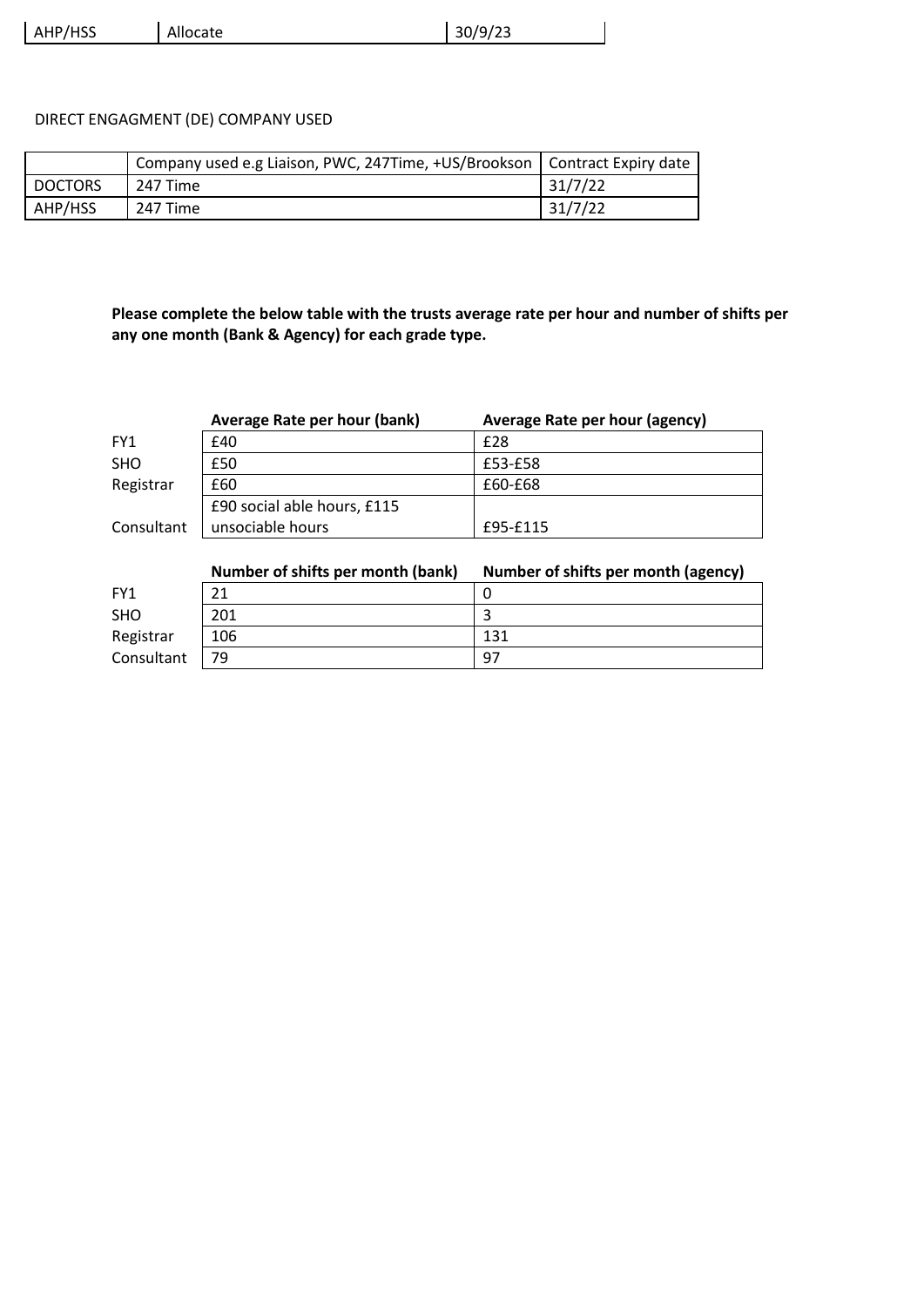| | | |
|---|---|---|
| AHP/HSS | Allocate | 30/9/23 |

DIRECT ENGAGMENT (DE) COMPANY USED

| | Company used e.g Liaison, PWC, 247Time, +US/Brookson | Contract Expiry date |
|---|---|---|
| DOCTORS | 247 Time | 31/7/22 |
| AHP/HSS | 247 Time | 31/7/22 |

**Please complete the below table with the trusts average rate per hour and number of shifts per any one month (Bank & Agency) for each grade type.**

| | Average Rate per hour (bank) | Average Rate per hour (agency) |
|---|---|---|
| FY1 | £40 | £28 |
| SHO | £50 | £53-£58 |
| Registrar | £60 | £60-£68 |
| Consultant | £90 social able hours, £115 unsociable hours | £95-£115 |

| | Number of shifts per month (bank) | Number of shifts per month (agency) |
|---|---|---|
| FY1 | 21 | 0 |
| SHO | 201 | 3 |
| Registrar | 106 | 131 |
| Consultant | 79 | 97 |